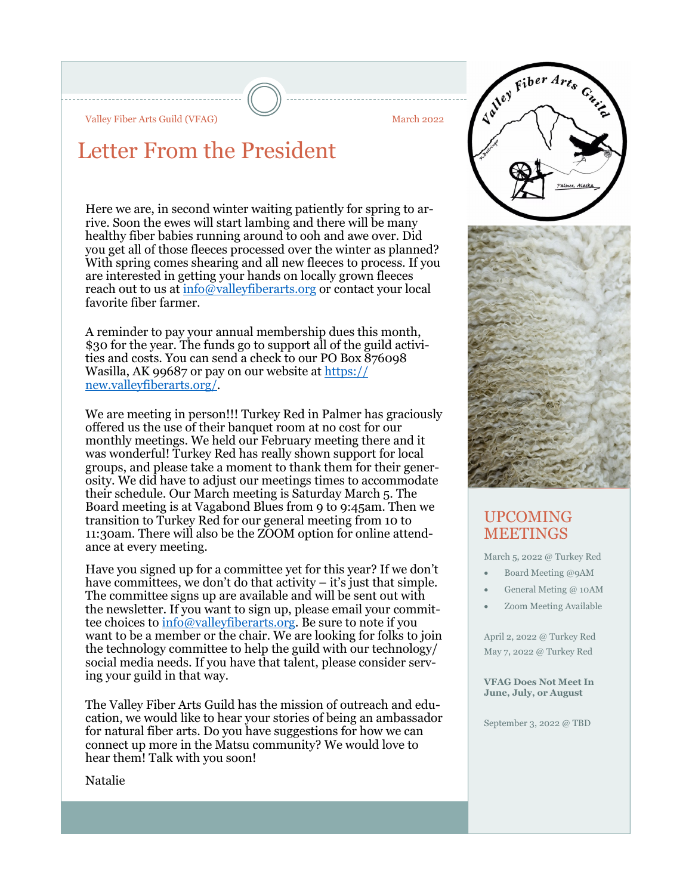Valley Fiber Arts Guild (VFAG) March 2022

# Letter From the President

Here we are, in second winter waiting patiently for spring to arrive. Soon the ewes will start lambing and there will be many healthy fiber babies running around to ooh and awe over. Did you get all of those fleeces processed over the winter as planned? With spring comes shearing and all new fleeces to process. If you are interested in getting your hands on locally grown fleeces reach out to us at info@valleyfiberarts.org or contact your local favorite fiber farmer.

A reminder to pay your annual membership dues this month, $30 for the year. The funds go to support all of the guild activities and costs. You can send a check to our PO Box 876098 Wasilla, AK 99687 or pay on our website at https://new.valleyfiberarts.org/.

We are meeting in person!!! Turkey Red in Palmer has graciously offered us the use of their banquet room at no cost for our monthly meetings. We held our February meeting there and it was wonderful! Turkey Red has really shown support for local groups, and please take a moment to thank them for their generosity. We did have to adjust our meetings times to accommodate their schedule. Our March meeting is Saturday March 5. The Board meeting is at Vagabond Blues from 9 to 9:45am. Then we transition to Turkey Red for our general meeting from 10 to 11:30am. There will also be the ZOOM option for online attendance at every meeting.

Have you signed up for a committee yet for this year? If we don't have committees, we don't do that activity – it's just that simple. The committee signs ups are available and will be sent out with the newsletter. If you want to sign up, please email your committee choices to info@valleyfiberarts.org. Be sure to note if you want to be a member or the chair. We are looking for folks to join the technology committee to help the guild with our technology/social media needs. If you have that talent, please consider serving your guild in that way.

The Valley Fiber Arts Guild has the mission of outreach and education, we would like to hear your stories of being an ambassador for natural fiber arts. Do you have suggestions for how we can connect up more in the Matsu community? We would love to hear them! Talk with you soon!

Natalie

## UPCOMING MEETINGS

March 5, 2022 @ Turkey Red

- Board Meeting @9AM
- General Meting @ 10AM
- Zoom Meeting Available

April 2, 2022 @ Turkey Red

May 7, 2022 @ Turkey Red

**VFAG Does Not Meet In June, July, or August**

September 3, 2022 @ TBD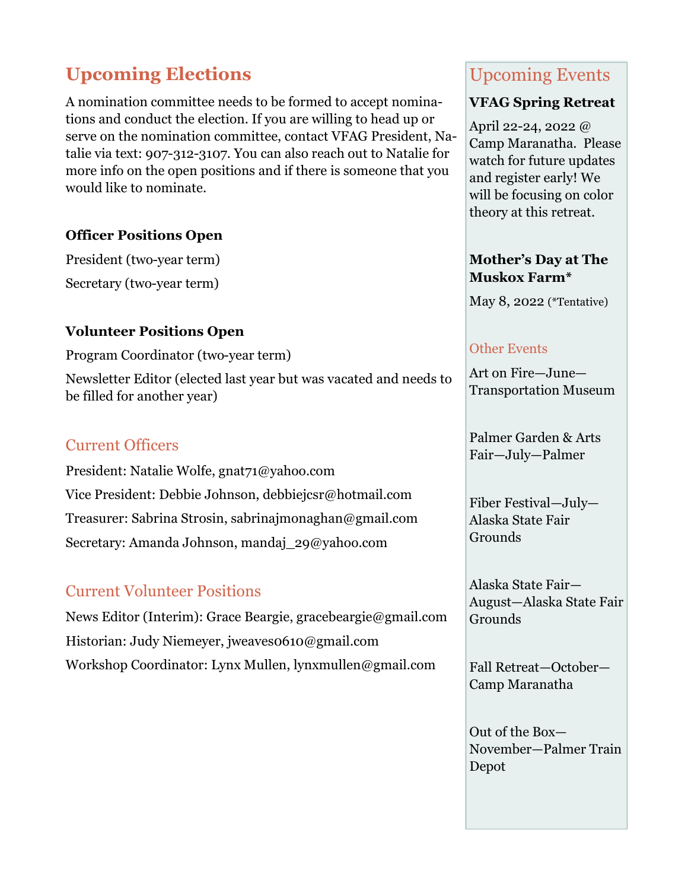## Upcoming Elections

A nomination committee needs to be formed to accept nominations and conduct the election. If you are willing to head up or serve on the nomination committee, contact VFAG President, Natalie via text: 907-312-3107. You can also reach out to Natalie for more info on the open positions and if there is someone that you would like to nominate.

**Officer Positions Open**

President (two-year term)

Secretary (two-year term)

**Volunteer Positions Open**

Program Coordinator (two-year term)

Newsletter Editor (elected last year but was vacated and needs to be filled for another year)

### Current Officers

President: Natalie Wolfe, gnat71@yahoo.com

Vice President: Debbie Johnson, debbiejcsr@hotmail.com

Treasurer: Sabrina Strosin, sabrinajmonaghan@gmail.com

Secretary: Amanda Johnson, mandaj_29@yahoo.com

### Current Volunteer Positions

News Editor (Interim): Grace Beargie, gracebeargie@gmail.com

Historian: Judy Niemeyer, jweaves0610@gmail.com

Workshop Coordinator: Lynx Mullen, lynxmullen@gmail.com

## Upcoming Events

**VFAG Spring Retreat**

April 22-24, 2022 @ Camp Maranatha. Please watch for future updates and register early! We will be focusing on color theory at this retreat.

**Mother's Day at The Muskox Farm***

May 8, 2022 (*Tentative)

### Other Events

Art on Fire—June—Transportation Museum

Palmer Garden & Arts Fair—July—Palmer

Fiber Festival—July—Alaska State Fair Grounds

Alaska State Fair—August—Alaska State Fair Grounds

Fall Retreat—October—Camp Maranatha

Out of the Box—November—Palmer Train Depot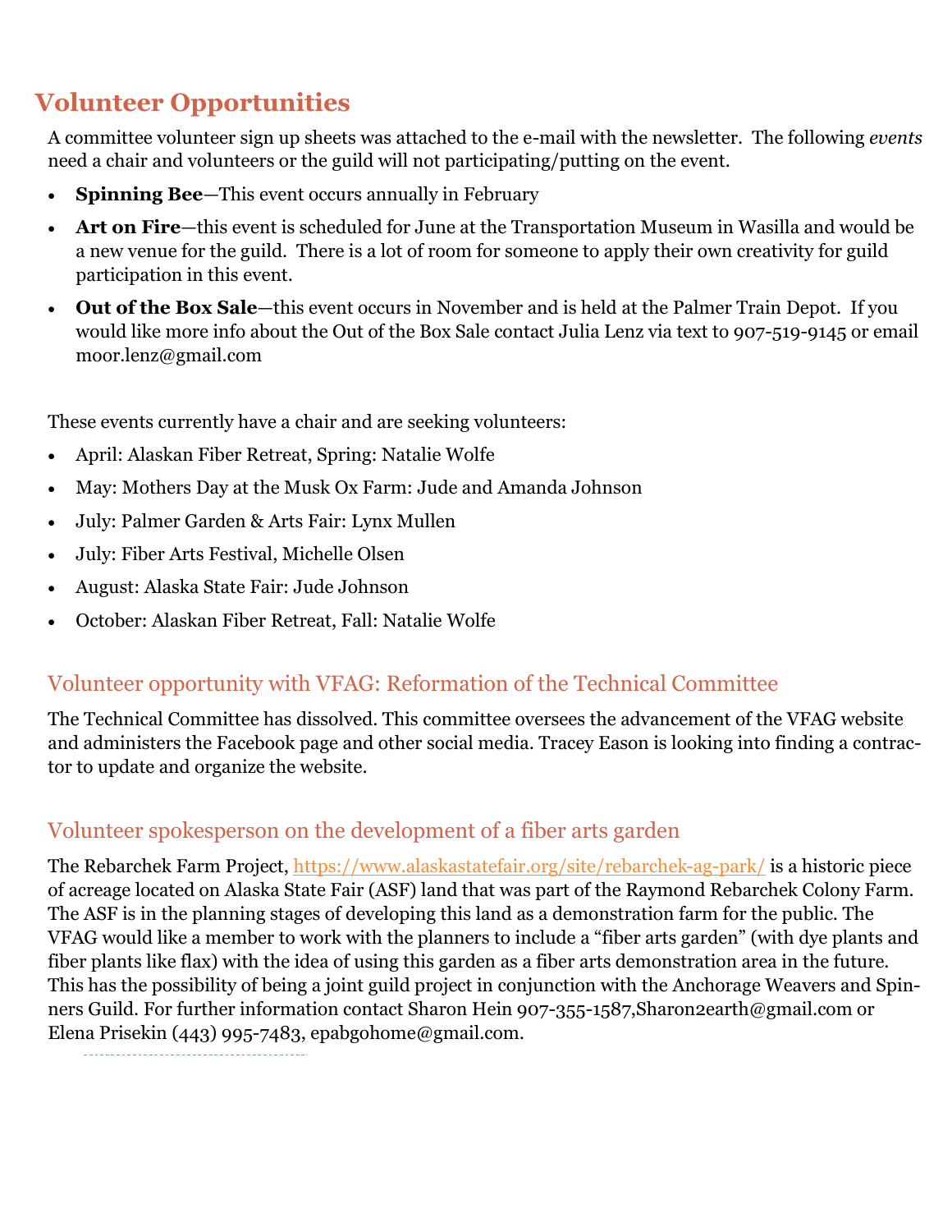## Volunteer Opportunities

A committee volunteer sign up sheets was attached to the e-mail with the newsletter. The following *events* need a chair and volunteers or the guild will not participating/putting on the event.

- **Spinning Bee**—This event occurs annually in February
- **Art on Fire**—this event is scheduled for June at the Transportation Museum in Wasilla and would be a new venue for the guild. There is a lot of room for someone to apply their own creativity for guild participation in this event.
- **Out of the Box Sale**—this event occurs in November and is held at the Palmer Train Depot. If you would like more info about the Out of the Box Sale contact Julia Lenz via text to 907-519-9145 or email moor.lenz@gmail.com

These events currently have a chair and are seeking volunteers:

- April: Alaskan Fiber Retreat, Spring: Natalie Wolfe
- May: Mothers Day at the Musk Ox Farm: Jude and Amanda Johnson
- July: Palmer Garden & Arts Fair: Lynx Mullen
- July: Fiber Arts Festival, Michelle Olsen
- August: Alaska State Fair: Jude Johnson
- October: Alaskan Fiber Retreat, Fall: Natalie Wolfe

### Volunteer opportunity with VFAG: Reformation of the Technical Committee

The Technical Committee has dissolved. This committee oversees the advancement of the VFAG website and administers the Facebook page and other social media. Tracey Eason is looking into finding a contractor to update and organize the website.

### Volunteer spokesperson on the development of a fiber arts garden

The Rebarchek Farm Project, https://www.alaskastatefair.org/site/rebarchek-ag-park/ is a historic piece of acreage located on Alaska State Fair (ASF) land that was part of the Raymond Rebarchek Colony Farm. The ASF is in the planning stages of developing this land as a demonstration farm for the public. The VFAG would like a member to work with the planners to include a "fiber arts garden" (with dye plants and fiber plants like flax) with the idea of using this garden as a fiber arts demonstration area in the future. This has the possibility of being a joint guild project in conjunction with the Anchorage Weavers and Spinners Guild. For further information contact Sharon Hein 907-355-1587,Sharon2earth@gmail.com or Elena Prisekin (443) 995-7483, epabgohome@gmail.com.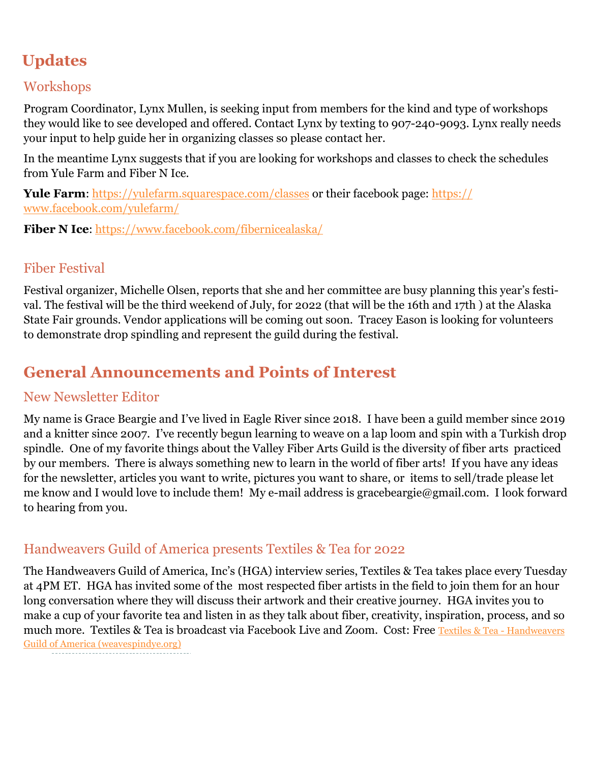# Updates

## Workshops

Program Coordinator, Lynx Mullen, is seeking input from members for the kind and type of workshops they would like to see developed and offered. Contact Lynx by texting to 907-240-9093. Lynx really needs your input to help guide her in organizing classes so please contact her.

In the meantime Lynx suggests that if you are looking for workshops and classes to check the schedules from Yule Farm and Fiber N Ice.

**Yule Farm**: https://yulefarm.squarespace.com/classes or their facebook page: https://www.facebook.com/yulefarm/

**Fiber N Ice**: https://www.facebook.com/fibernicealaska/

## Fiber Festival

Festival organizer, Michelle Olsen, reports that she and her committee are busy planning this year's festival. The festival will be the third weekend of July, for 2022 (that will be the 16th and 17th ) at the Alaska State Fair grounds. Vendor applications will be coming out soon. Tracey Eason is looking for volunteers to demonstrate drop spindling and represent the guild during the festival.

# General Announcements and Points of Interest

## New Newsletter Editor

My name is Grace Beargie and I've lived in Eagle River since 2018. I have been a guild member since 2019 and a knitter since 2007. I've recently begun learning to weave on a lap loom and spin with a Turkish drop spindle. One of my favorite things about the Valley Fiber Arts Guild is the diversity of fiber arts practiced by our members. There is always something new to learn in the world of fiber arts! If you have any ideas for the newsletter, articles you want to write, pictures you want to share, or items to sell/trade please let me know and I would love to include them! My e-mail address is gracebeargie@gmail.com. I look forward to hearing from you.

## Handweavers Guild of America presents Textiles & Tea for 2022

The Handweavers Guild of America, Inc's (HGA) interview series, Textiles & Tea takes place every Tuesday at 4PM ET. HGA has invited some of the most respected fiber artists in the field to join them for an hour long conversation where they will discuss their artwork and their creative journey. HGA invites you to make a cup of your favorite tea and listen in as they talk about fiber, creativity, inspiration, process, and so much more. Textiles & Tea is broadcast via Facebook Live and Zoom. Cost: Free Textiles & Tea - Handweavers Guild of America (weavespindye.org)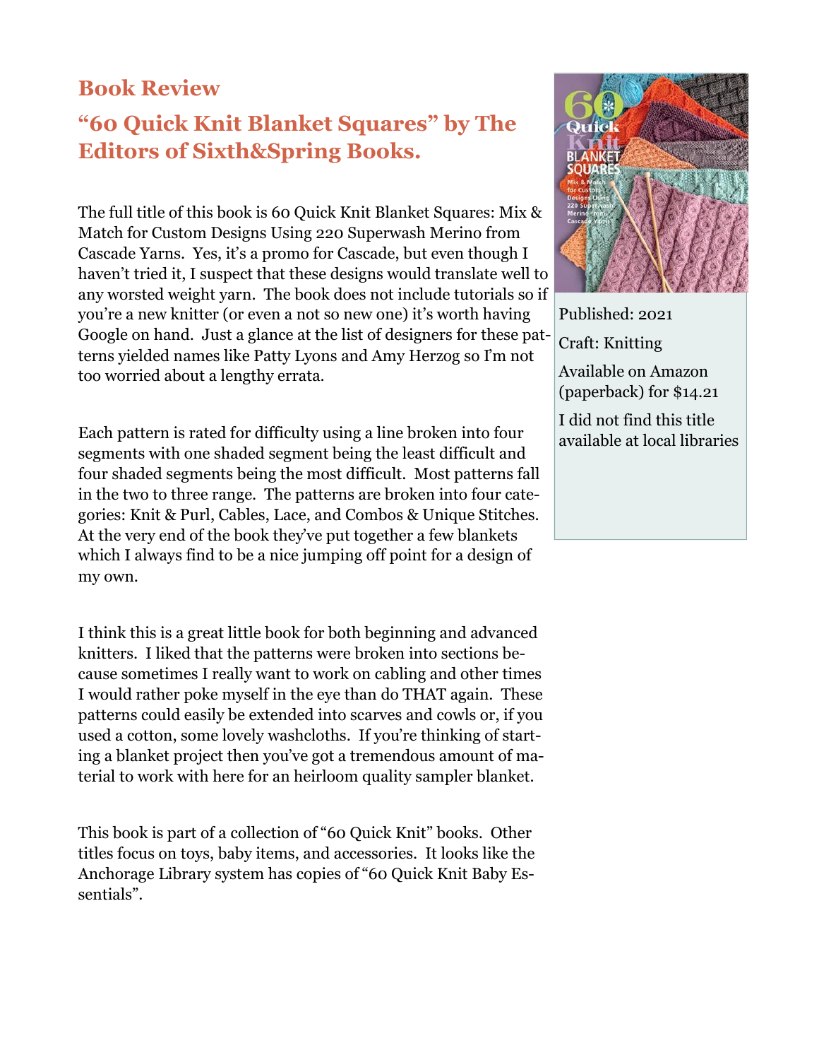## Book Review

## "60 Quick Knit Blanket Squares" by The Editors of Sixth&Spring Books.

The full title of this book is 60 Quick Knit Blanket Squares: Mix & Match for Custom Designs Using 220 Superwash Merino from Cascade Yarns. Yes, it's a promo for Cascade, but even though I haven't tried it, I suspect that these designs would translate well to any worsted weight yarn. The book does not include tutorials so if you're a new knitter (or even a not so new one) it's worth having Google on hand. Just a glance at the list of designers for these patterns yielded names like Patty Lyons and Amy Herzog so I'm not too worried about a lengthy errata.

Each pattern is rated for difficulty using a line broken into four segments with one shaded segment being the least difficult and four shaded segments being the most difficult. Most patterns fall in the two to three range. The patterns are broken into four categories: Knit & Purl, Cables, Lace, and Combos & Unique Stitches. At the very end of the book they've put together a few blankets which I always find to be a nice jumping off point for a design of my own.

I think this is a great little book for both beginning and advanced knitters. I liked that the patterns were broken into sections because sometimes I really want to work on cabling and other times I would rather poke myself in the eye than do THAT again. These patterns could easily be extended into scarves and cowls or, if you used a cotton, some lovely washcloths. If you're thinking of starting a blanket project then you've got a tremendous amount of material to work with here for an heirloom quality sampler blanket.

This book is part of a collection of "60 Quick Knit" books. Other titles focus on toys, baby items, and accessories. It looks like the Anchorage Library system has copies of "60 Quick Knit Baby Essentials".

Published: 2021

Craft: Knitting

Available on Amazon (paperback) for $14.21

I did not find this title available at local libraries